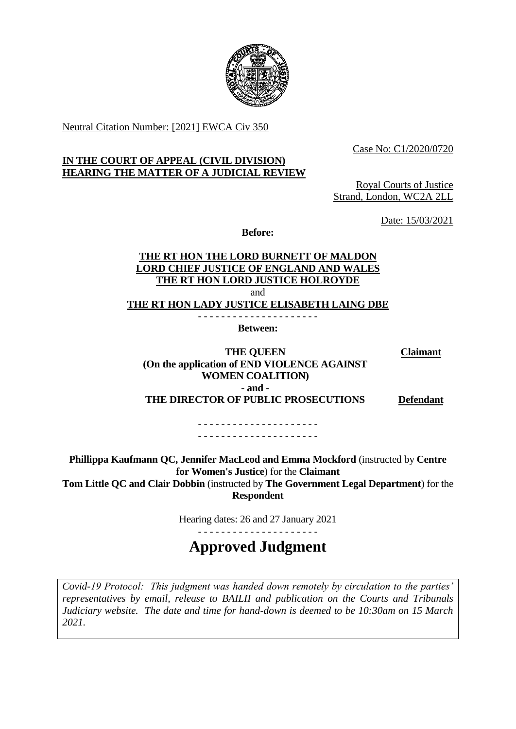Neutral Citation Number: [2021] EWCA Civ 350

Case No: C1/2020/0720

**IN THE COURT OF APPEAL (CIVIL DIVISION)**
**HEARING THE MATTER OF A JUDICIAL REVIEW**

Royal Courts of Justice
Strand, London, WC2A 2LL

Date: 15/03/2021

**Before:**

**THE RT HON THE LORD BURNETT OF MALDON**
**LORD CHIEF JUSTICE OF ENGLAND AND WALES**
**THE RT HON LORD JUSTICE HOLROYDE**
and
**THE RT HON LADY JUSTICE ELISABETH LAING DBE**

- - - - - - - - - - - - - - - - - - - - -

**Between:**

**THE QUEEN** **Claimant**
**(On the application of END VIOLENCE AGAINST WOMEN COALITION)**
**- and -**
**THE DIRECTOR OF PUBLIC PROSECUTIONS** **Defendant**

- - - - - - - - - - - - - - - - - - - - -
- - - - - - - - - - - - - - - - - - - - -

**Phillippa Kaufmann QC, Jennifer MacLeod and Emma Mockford** (instructed by **Centre for Women's Justice**) for the **Claimant**
**Tom Little QC and Clair Dobbin** (instructed by **The Government Legal Department**) for the **Respondent**

Hearing dates: 26 and 27 January 2021

- - - - - - - - - - - - - - - - - - - - -

# Approved Judgment

*Covid-19 Protocol: This judgment was handed down remotely by circulation to the parties' representatives by email, release to BAILII and publication on the Courts and Tribunals Judiciary website. The date and time for hand-down is deemed to be 10:30am on 15 March 2021.*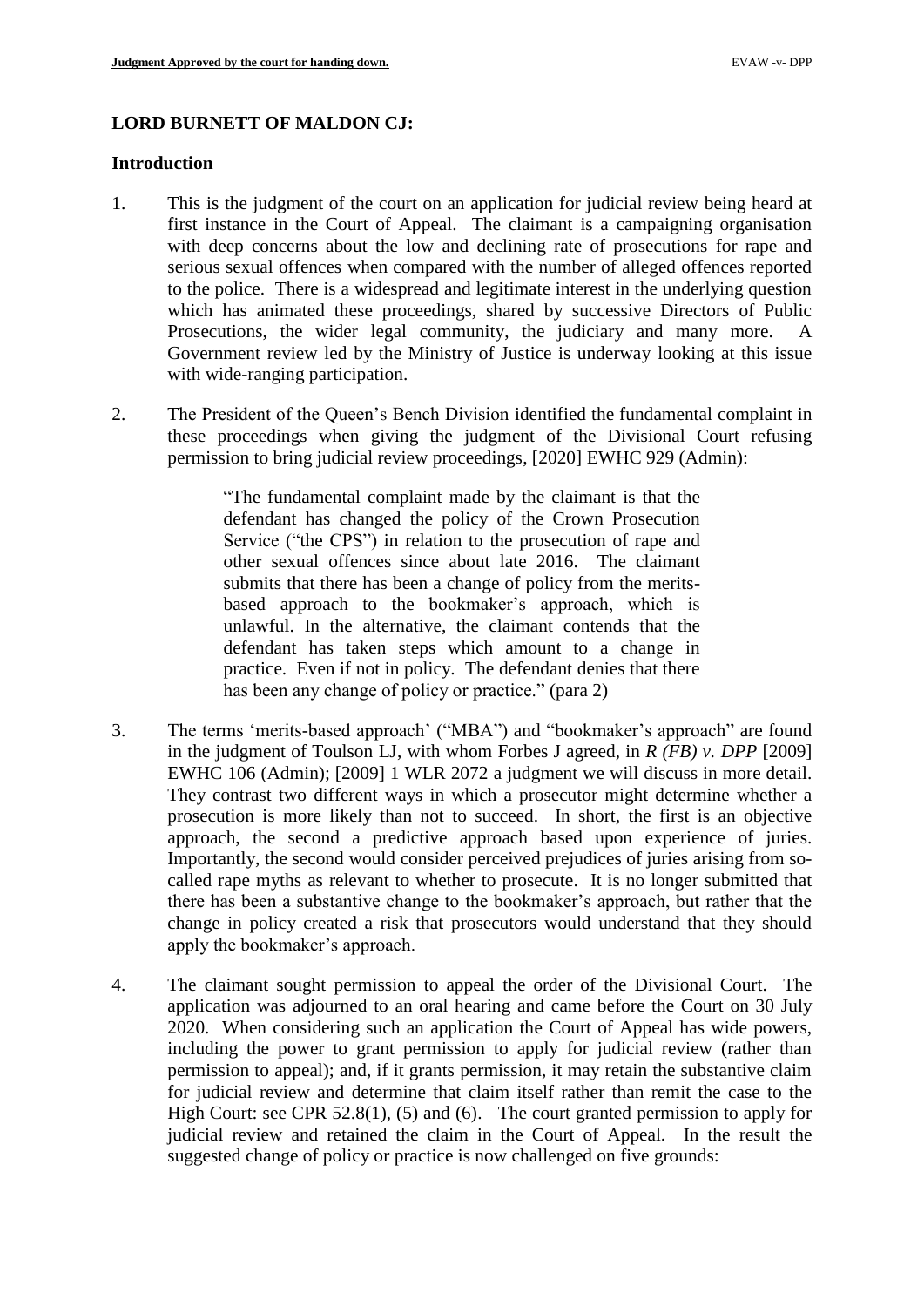## LORD BURNETT OF MALDON CJ:

### Introduction

1. This is the judgment of the court on an application for judicial review being heard at first instance in the Court of Appeal. The claimant is a campaigning organisation with deep concerns about the low and declining rate of prosecutions for rape and serious sexual offences when compared with the number of alleged offences reported to the police. There is a widespread and legitimate interest in the underlying question which has animated these proceedings, shared by successive Directors of Public Prosecutions, the wider legal community, the judiciary and many more. A Government review led by the Ministry of Justice is underway looking at this issue with wide-ranging participation.

2. The President of the Queen's Bench Division identified the fundamental complaint in these proceedings when giving the judgment of the Divisional Court refusing permission to bring judicial review proceedings, [2020] EWHC 929 (Admin):

> "The fundamental complaint made by the claimant is that the defendant has changed the policy of the Crown Prosecution Service ("the CPS") in relation to the prosecution of rape and other sexual offences since about late 2016. The claimant submits that there has been a change of policy from the merits-based approach to the bookmaker's approach, which is unlawful. In the alternative, the claimant contends that the defendant has taken steps which amount to a change in practice. Even if not in policy. The defendant denies that there has been any change of policy or practice." (para 2)

3. The terms 'merits-based approach' ("MBA") and "bookmaker's approach" are found in the judgment of Toulson LJ, with whom Forbes J agreed, in *R (FB) v. DPP* [2009] EWHC 106 (Admin); [2009] 1 WLR 2072 a judgment we will discuss in more detail. They contrast two different ways in which a prosecutor might determine whether a prosecution is more likely than not to succeed. In short, the first is an objective approach, the second a predictive approach based upon experience of juries. Importantly, the second would consider perceived prejudices of juries arising from so-called rape myths as relevant to whether to prosecute. It is no longer submitted that there has been a substantive change to the bookmaker's approach, but rather that the change in policy created a risk that prosecutors would understand that they should apply the bookmaker's approach.

4. The claimant sought permission to appeal the order of the Divisional Court. The application was adjourned to an oral hearing and came before the Court on 30 July 2020. When considering such an application the Court of Appeal has wide powers, including the power to grant permission to apply for judicial review (rather than permission to appeal); and, if it grants permission, it may retain the substantive claim for judicial review and determine that claim itself rather than remit the case to the High Court: see CPR 52.8(1), (5) and (6). The court granted permission to apply for judicial review and retained the claim in the Court of Appeal. In the result the suggested change of policy or practice is now challenged on five grounds: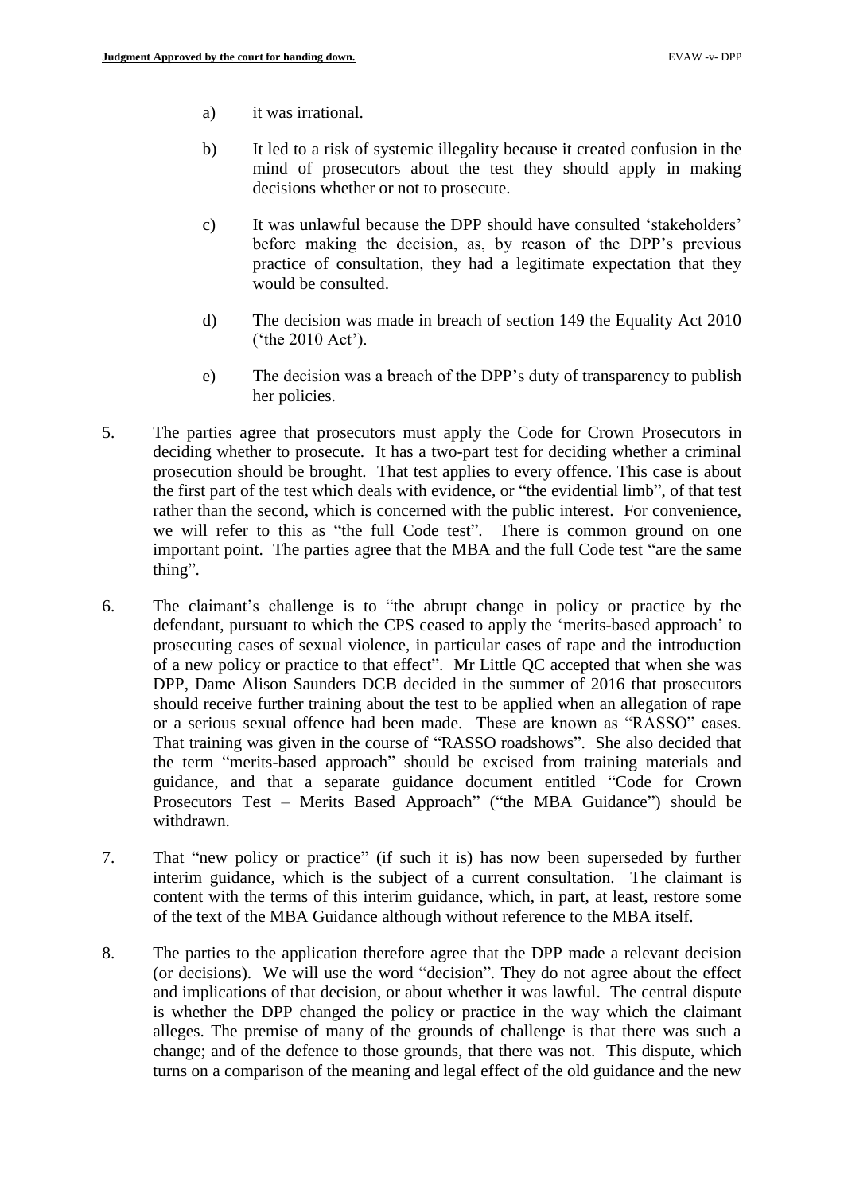a) it was irrational.

b) It led to a risk of systemic illegality because it created confusion in the mind of prosecutors about the test they should apply in making decisions whether or not to prosecute.

c) It was unlawful because the DPP should have consulted 'stakeholders' before making the decision, as, by reason of the DPP's previous practice of consultation, they had a legitimate expectation that they would be consulted.

d) The decision was made in breach of section 149 the Equality Act 2010 ('the 2010 Act').

e) The decision was a breach of the DPP's duty of transparency to publish her policies.

5. The parties agree that prosecutors must apply the Code for Crown Prosecutors in deciding whether to prosecute. It has a two-part test for deciding whether a criminal prosecution should be brought. That test applies to every offence. This case is about the first part of the test which deals with evidence, or "the evidential limb", of that test rather than the second, which is concerned with the public interest. For convenience, we will refer to this as "the full Code test". There is common ground on one important point. The parties agree that the MBA and the full Code test "are the same thing".

6. The claimant's challenge is to "the abrupt change in policy or practice by the defendant, pursuant to which the CPS ceased to apply the 'merits-based approach' to prosecuting cases of sexual violence, in particular cases of rape and the introduction of a new policy or practice to that effect". Mr Little QC accepted that when she was DPP, Dame Alison Saunders DCB decided in the summer of 2016 that prosecutors should receive further training about the test to be applied when an allegation of rape or a serious sexual offence had been made. These are known as "RASSO" cases. That training was given in the course of "RASSO roadshows". She also decided that the term "merits-based approach" should be excised from training materials and guidance, and that a separate guidance document entitled "Code for Crown Prosecutors Test – Merits Based Approach" ("the MBA Guidance") should be withdrawn.

7. That "new policy or practice" (if such it is) has now been superseded by further interim guidance, which is the subject of a current consultation. The claimant is content with the terms of this interim guidance, which, in part, at least, restore some of the text of the MBA Guidance although without reference to the MBA itself.

8. The parties to the application therefore agree that the DPP made a relevant decision (or decisions). We will use the word "decision". They do not agree about the effect and implications of that decision, or about whether it was lawful. The central dispute is whether the DPP changed the policy or practice in the way which the claimant alleges. The premise of many of the grounds of challenge is that there was such a change; and of the defence to those grounds, that there was not. This dispute, which turns on a comparison of the meaning and legal effect of the old guidance and the new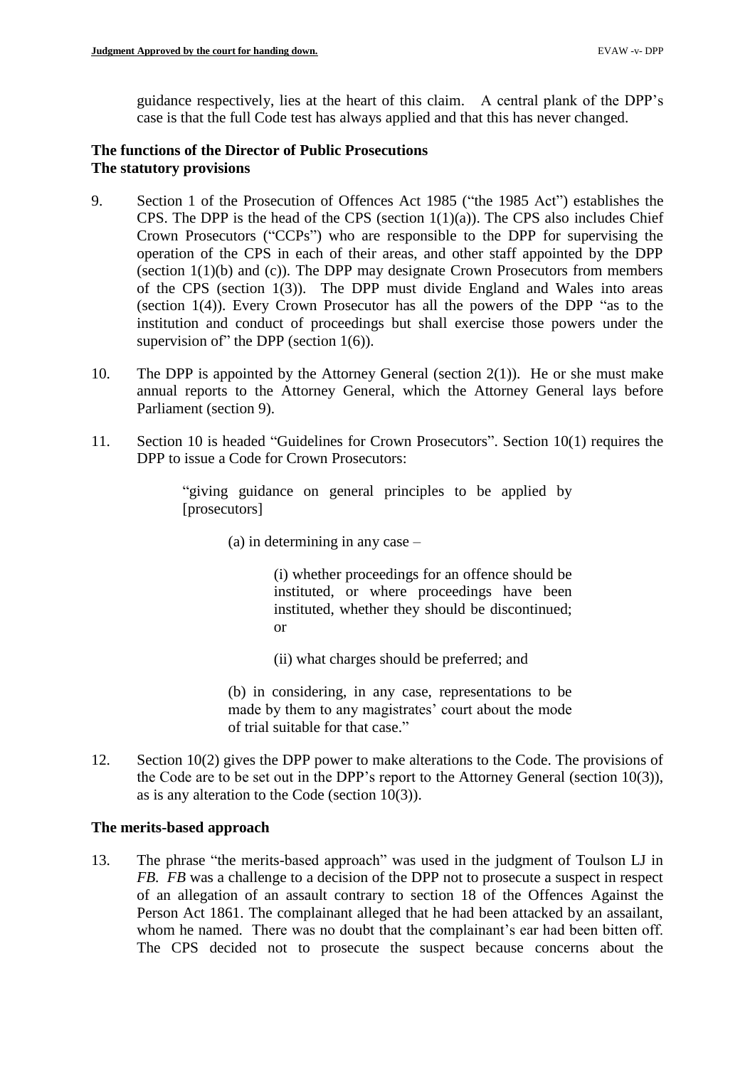guidance respectively, lies at the heart of this claim. A central plank of the DPP's case is that the full Code test has always applied and that this has never changed.

## The functions of the Director of Public Prosecutions
### The statutory provisions

9. Section 1 of the Prosecution of Offences Act 1985 ("the 1985 Act") establishes the CPS. The DPP is the head of the CPS (section 1(1)(a)). The CPS also includes Chief Crown Prosecutors ("CCPs") who are responsible to the DPP for supervising the operation of the CPS in each of their areas, and other staff appointed by the DPP (section 1(1)(b) and (c)). The DPP may designate Crown Prosecutors from members of the CPS (section 1(3)). The DPP must divide England and Wales into areas (section 1(4)). Every Crown Prosecutor has all the powers of the DPP "as to the institution and conduct of proceedings but shall exercise those powers under the supervision of" the DPP (section 1(6)).

10. The DPP is appointed by the Attorney General (section 2(1)). He or she must make annual reports to the Attorney General, which the Attorney General lays before Parliament (section 9).

11. Section 10 is headed "Guidelines for Crown Prosecutors". Section 10(1) requires the DPP to issue a Code for Crown Prosecutors:

> "giving guidance on general principles to be applied by [prosecutors]
>
> (a) in determining in any case –
>
> (i) whether proceedings for an offence should be instituted, or where proceedings have been instituted, whether they should be discontinued; or
>
> (ii) what charges should be preferred; and
>
> (b) in considering, in any case, representations to be made by them to any magistrates' court about the mode of trial suitable for that case."

12. Section 10(2) gives the DPP power to make alterations to the Code. The provisions of the Code are to be set out in the DPP's report to the Attorney General (section 10(3)), as is any alteration to the Code (section 10(3)).

### The merits-based approach

13. The phrase "the merits-based approach" was used in the judgment of Toulson LJ in *FB*. *FB* was a challenge to a decision of the DPP not to prosecute a suspect in respect of an allegation of an assault contrary to section 18 of the Offences Against the Person Act 1861. The complainant alleged that he had been attacked by an assailant, whom he named. There was no doubt that the complainant's ear had been bitten off. The CPS decided not to prosecute the suspect because concerns about the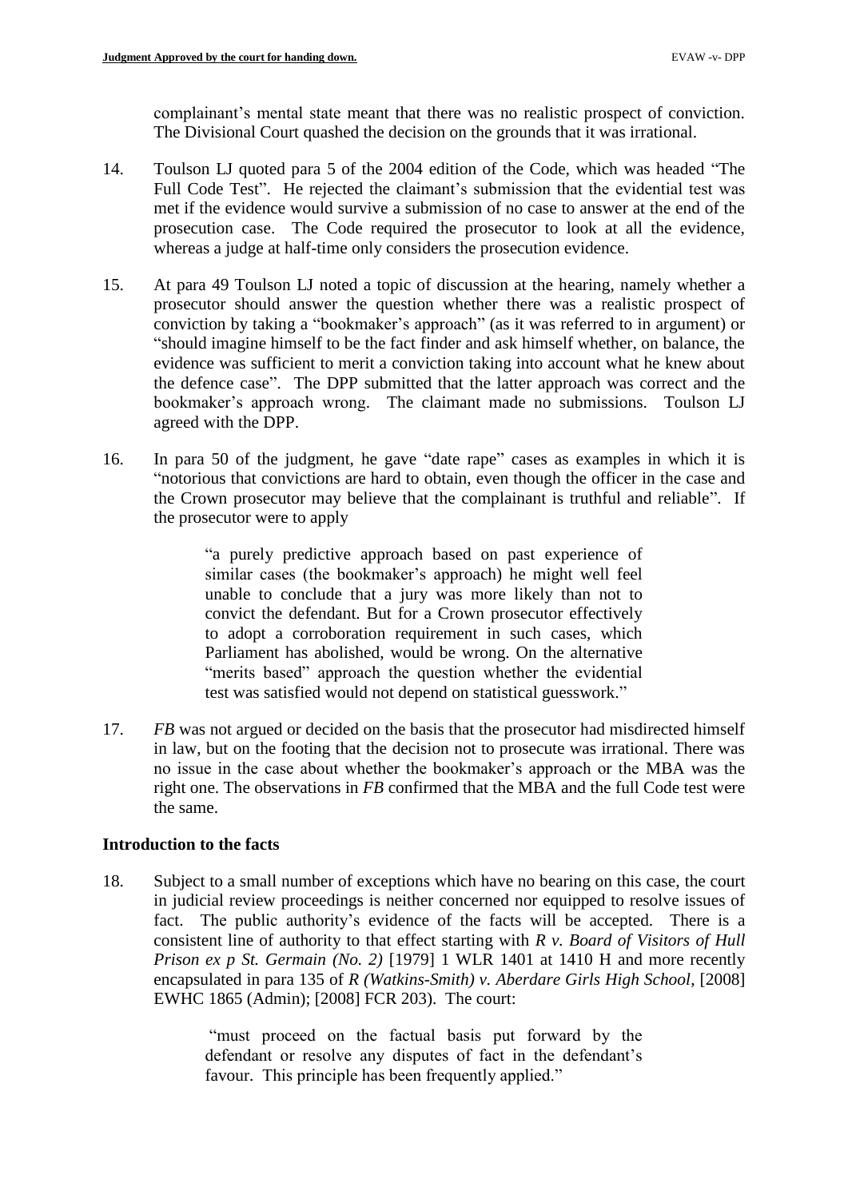complainant's mental state meant that there was no realistic prospect of conviction. The Divisional Court quashed the decision on the grounds that it was irrational.

14. Toulson LJ quoted para 5 of the 2004 edition of the Code, which was headed "The Full Code Test". He rejected the claimant's submission that the evidential test was met if the evidence would survive a submission of no case to answer at the end of the prosecution case. The Code required the prosecutor to look at all the evidence, whereas a judge at half-time only considers the prosecution evidence.

15. At para 49 Toulson LJ noted a topic of discussion at the hearing, namely whether a prosecutor should answer the question whether there was a realistic prospect of conviction by taking a "bookmaker's approach" (as it was referred to in argument) or "should imagine himself to be the fact finder and ask himself whether, on balance, the evidence was sufficient to merit a conviction taking into account what he knew about the defence case". The DPP submitted that the latter approach was correct and the bookmaker's approach wrong. The claimant made no submissions. Toulson LJ agreed with the DPP.

16. In para 50 of the judgment, he gave "date rape" cases as examples in which it is "notorious that convictions are hard to obtain, even though the officer in the case and the Crown prosecutor may believe that the complainant is truthful and reliable". If the prosecutor were to apply

> "a purely predictive approach based on past experience of similar cases (the bookmaker's approach) he might well feel unable to conclude that a jury was more likely than not to convict the defendant. But for a Crown prosecutor effectively to adopt a corroboration requirement in such cases, which Parliament has abolished, would be wrong. On the alternative "merits based" approach the question whether the evidential test was satisfied would not depend on statistical guesswork."

17. *FB* was not argued or decided on the basis that the prosecutor had misdirected himself in law, but on the footing that the decision not to prosecute was irrational. There was no issue in the case about whether the bookmaker's approach or the MBA was the right one. The observations in *FB* confirmed that the MBA and the full Code test were the same.

## Introduction to the facts

18. Subject to a small number of exceptions which have no bearing on this case, the court in judicial review proceedings is neither concerned nor equipped to resolve issues of fact. The public authority's evidence of the facts will be accepted. There is a consistent line of authority to that effect starting with *R v. Board of Visitors of Hull Prison ex p St. Germain (No. 2)* [1979] 1 WLR 1401 at 1410 H and more recently encapsulated in para 135 of *R (Watkins-Smith) v. Aberdare Girls High School*, [2008] EWHC 1865 (Admin); [2008] FCR 203). The court:

> "must proceed on the factual basis put forward by the defendant or resolve any disputes of fact in the defendant's favour. This principle has been frequently applied."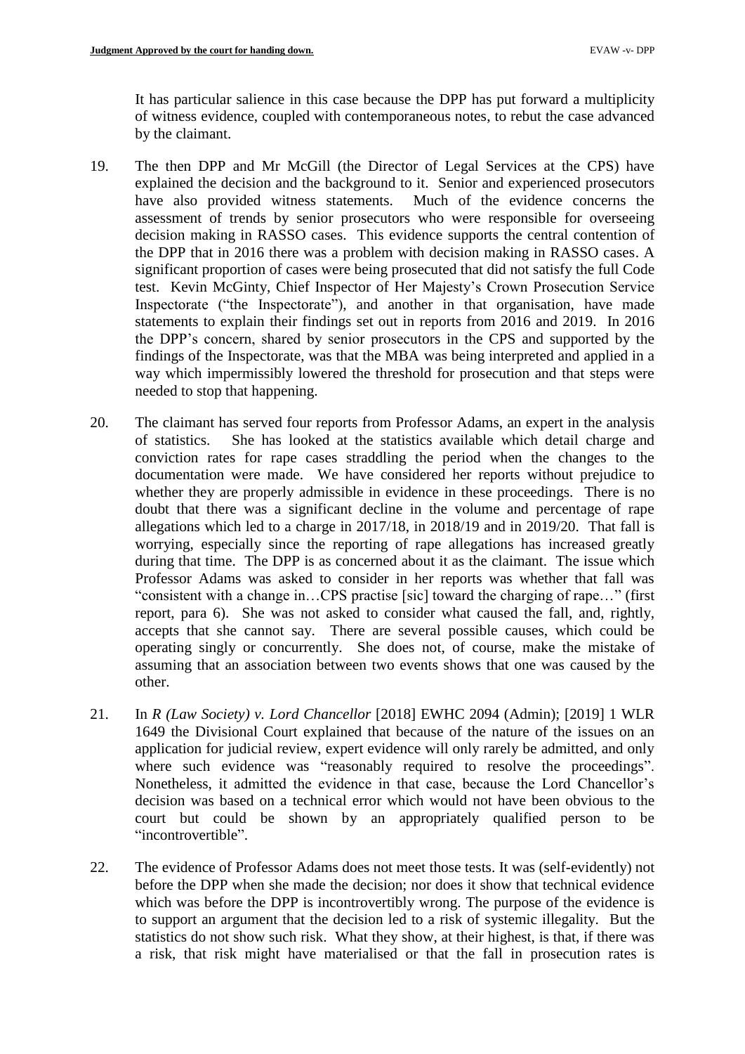It has particular salience in this case because the DPP has put forward a multiplicity of witness evidence, coupled with contemporaneous notes, to rebut the case advanced by the claimant.

19. The then DPP and Mr McGill (the Director of Legal Services at the CPS) have explained the decision and the background to it. Senior and experienced prosecutors have also provided witness statements. Much of the evidence concerns the assessment of trends by senior prosecutors who were responsible for overseeing decision making in RASSO cases. This evidence supports the central contention of the DPP that in 2016 there was a problem with decision making in RASSO cases. A significant proportion of cases were being prosecuted that did not satisfy the full Code test. Kevin McGinty, Chief Inspector of Her Majesty's Crown Prosecution Service Inspectorate ("the Inspectorate"), and another in that organisation, have made statements to explain their findings set out in reports from 2016 and 2019. In 2016 the DPP's concern, shared by senior prosecutors in the CPS and supported by the findings of the Inspectorate, was that the MBA was being interpreted and applied in a way which impermissibly lowered the threshold for prosecution and that steps were needed to stop that happening.

20. The claimant has served four reports from Professor Adams, an expert in the analysis of statistics. She has looked at the statistics available which detail charge and conviction rates for rape cases straddling the period when the changes to the documentation were made. We have considered her reports without prejudice to whether they are properly admissible in evidence in these proceedings. There is no doubt that there was a significant decline in the volume and percentage of rape allegations which led to a charge in 2017/18, in 2018/19 and in 2019/20. That fall is worrying, especially since the reporting of rape allegations has increased greatly during that time. The DPP is as concerned about it as the claimant. The issue which Professor Adams was asked to consider in her reports was whether that fall was "consistent with a change in…CPS practise [sic] toward the charging of rape…" (first report, para 6). She was not asked to consider what caused the fall, and, rightly, accepts that she cannot say. There are several possible causes, which could be operating singly or concurrently. She does not, of course, make the mistake of assuming that an association between two events shows that one was caused by the other.

21. In *R (Law Society) v. Lord Chancellor* [2018] EWHC 2094 (Admin); [2019] 1 WLR 1649 the Divisional Court explained that because of the nature of the issues on an application for judicial review, expert evidence will only rarely be admitted, and only where such evidence was "reasonably required to resolve the proceedings". Nonetheless, it admitted the evidence in that case, because the Lord Chancellor's decision was based on a technical error which would not have been obvious to the court but could be shown by an appropriately qualified person to be "incontrovertible".

22. The evidence of Professor Adams does not meet those tests. It was (self-evidently) not before the DPP when she made the decision; nor does it show that technical evidence which was before the DPP is incontrovertibly wrong. The purpose of the evidence is to support an argument that the decision led to a risk of systemic illegality. But the statistics do not show such risk. What they show, at their highest, is that, if there was a risk, that risk might have materialised or that the fall in prosecution rates is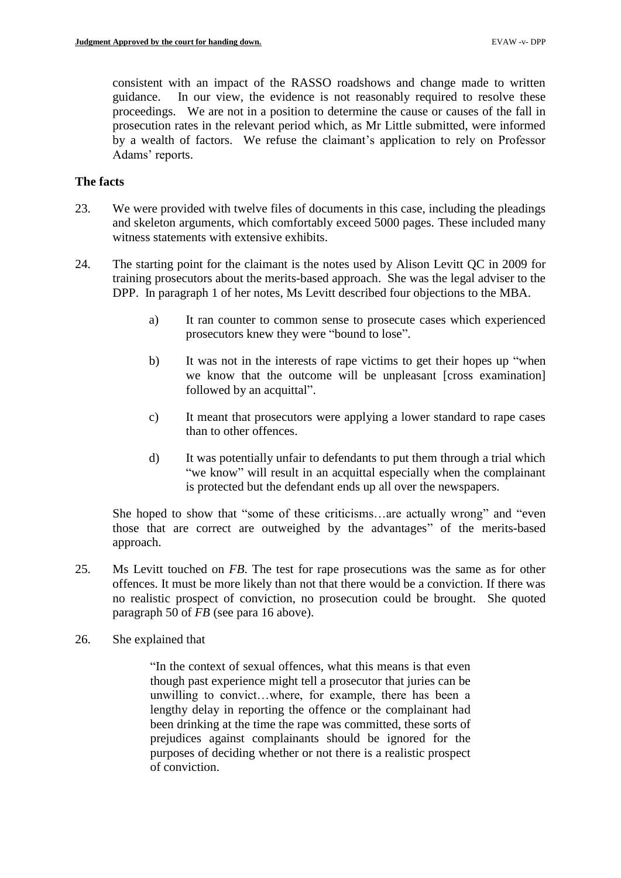consistent with an impact of the RASSO roadshows and change made to written guidance. In our view, the evidence is not reasonably required to resolve these proceedings. We are not in a position to determine the cause or causes of the fall in prosecution rates in the relevant period which, as Mr Little submitted, were informed by a wealth of factors. We refuse the claimant's application to rely on Professor Adams' reports.

## The facts

23. We were provided with twelve files of documents in this case, including the pleadings and skeleton arguments, which comfortably exceed 5000 pages. These included many witness statements with extensive exhibits.

24. The starting point for the claimant is the notes used by Alison Levitt QC in 2009 for training prosecutors about the merits-based approach. She was the legal adviser to the DPP. In paragraph 1 of her notes, Ms Levitt described four objections to the MBA.

    a) It ran counter to common sense to prosecute cases which experienced prosecutors knew they were "bound to lose".

    b) It was not in the interests of rape victims to get their hopes up "when we know that the outcome will be unpleasant [cross examination] followed by an acquittal".

    c) It meant that prosecutors were applying a lower standard to rape cases than to other offences.

    d) It was potentially unfair to defendants to put them through a trial which "we know" will result in an acquittal especially when the complainant is protected but the defendant ends up all over the newspapers.

    She hoped to show that "some of these criticisms…are actually wrong" and "even those that are correct are outweighed by the advantages" of the merits-based approach.

25. Ms Levitt touched on *FB*. The test for rape prosecutions was the same as for other offences. It must be more likely than not that there would be a conviction. If there was no realistic prospect of conviction, no prosecution could be brought. She quoted paragraph 50 of *FB* (see para 16 above).

26. She explained that

    > "In the context of sexual offences, what this means is that even though past experience might tell a prosecutor that juries can be unwilling to convict…where, for example, there has been a lengthy delay in reporting the offence or the complainant had been drinking at the time the rape was committed, these sorts of prejudices against complainants should be ignored for the purposes of deciding whether or not there is a realistic prospect of conviction.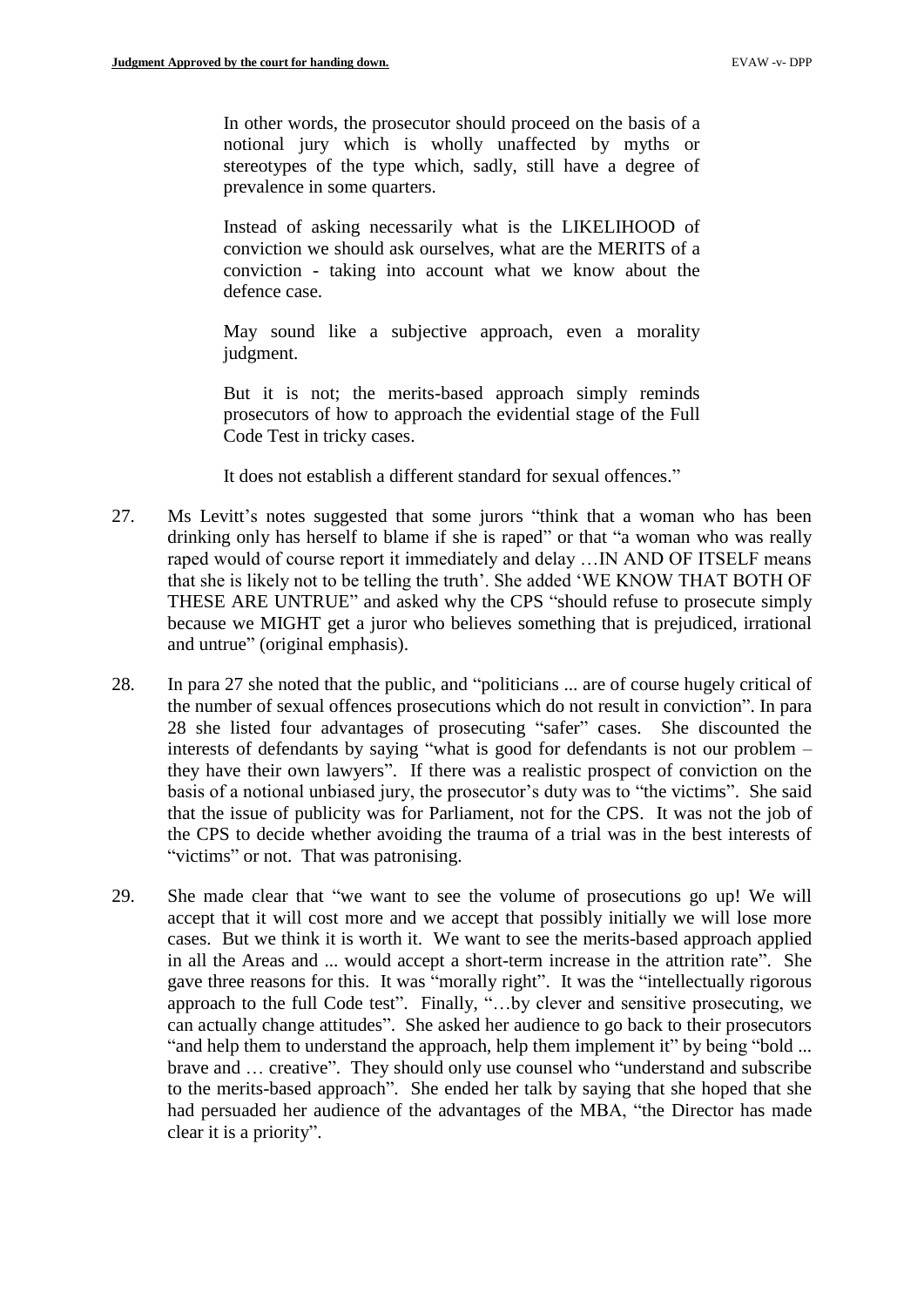> In other words, the prosecutor should proceed on the basis of a notional jury which is wholly unaffected by myths or stereotypes of the type which, sadly, still have a degree of prevalence in some quarters.
>
> Instead of asking necessarily what is the LIKELIHOOD of conviction we should ask ourselves, what are the MERITS of a conviction - taking into account what we know about the defence case.
>
> May sound like a subjective approach, even a morality judgment.
>
> But it is not; the merits-based approach simply reminds prosecutors of how to approach the evidential stage of the Full Code Test in tricky cases.
>
> It does not establish a different standard for sexual offences."

27. Ms Levitt's notes suggested that some jurors "think that a woman who has been drinking only has herself to blame if she is raped" or that "a woman who was really raped would of course report it immediately and delay …IN AND OF ITSELF means that she is likely not to be telling the truth'. She added 'WE KNOW THAT BOTH OF THESE ARE UNTRUE" and asked why the CPS "should refuse to prosecute simply because we MIGHT get a juror who believes something that is prejudiced, irrational and untrue" (original emphasis).

28. In para 27 she noted that the public, and "politicians ... are of course hugely critical of the number of sexual offences prosecutions which do not result in conviction". In para 28 she listed four advantages of prosecuting "safer" cases. She discounted the interests of defendants by saying "what is good for defendants is not our problem – they have their own lawyers". If there was a realistic prospect of conviction on the basis of a notional unbiased jury, the prosecutor's duty was to "the victims". She said that the issue of publicity was for Parliament, not for the CPS. It was not the job of the CPS to decide whether avoiding the trauma of a trial was in the best interests of "victims" or not. That was patronising.

29. She made clear that "we want to see the volume of prosecutions go up! We will accept that it will cost more and we accept that possibly initially we will lose more cases. But we think it is worth it. We want to see the merits-based approach applied in all the Areas and ... would accept a short-term increase in the attrition rate". She gave three reasons for this. It was "morally right". It was the "intellectually rigorous approach to the full Code test". Finally, "…by clever and sensitive prosecuting, we can actually change attitudes". She asked her audience to go back to their prosecutors "and help them to understand the approach, help them implement it" by being "bold ... brave and … creative". They should only use counsel who "understand and subscribe to the merits-based approach". She ended her talk by saying that she hoped that she had persuaded her audience of the advantages of the MBA, "the Director has made clear it is a priority".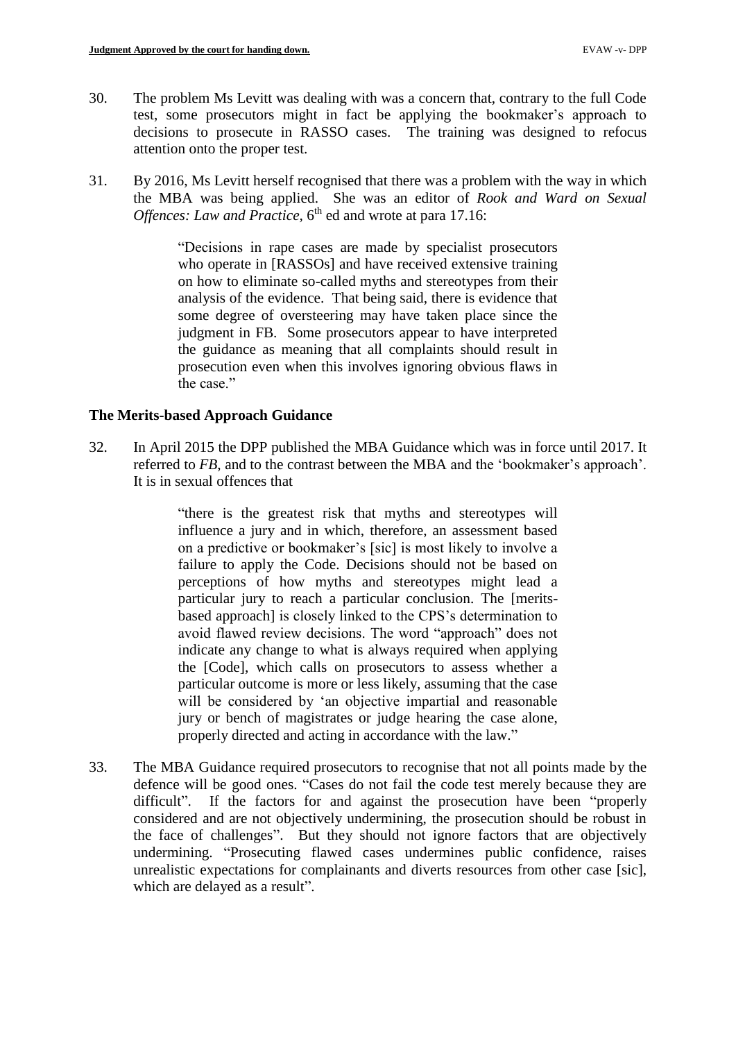30. The problem Ms Levitt was dealing with was a concern that, contrary to the full Code test, some prosecutors might in fact be applying the bookmaker's approach to decisions to prosecute in RASSO cases. The training was designed to refocus attention onto the proper test.

31. By 2016, Ms Levitt herself recognised that there was a problem with the way in which the MBA was being applied. She was an editor of *Rook and Ward on Sexual Offences: Law and Practice*, 6th ed and wrote at para 17.16:

> "Decisions in rape cases are made by specialist prosecutors who operate in [RASSOs] and have received extensive training on how to eliminate so-called myths and stereotypes from their analysis of the evidence. That being said, there is evidence that some degree of oversteering may have taken place since the judgment in FB. Some prosecutors appear to have interpreted the guidance as meaning that all complaints should result in prosecution even when this involves ignoring obvious flaws in the case."

### The Merits-based Approach Guidance

32. In April 2015 the DPP published the MBA Guidance which was in force until 2017. It referred to *FB*, and to the contrast between the MBA and the 'bookmaker's approach'. It is in sexual offences that

> "there is the greatest risk that myths and stereotypes will influence a jury and in which, therefore, an assessment based on a predictive or bookmaker's [sic] is most likely to involve a failure to apply the Code. Decisions should not be based on perceptions of how myths and stereotypes might lead a particular jury to reach a particular conclusion. The [merits-based approach] is closely linked to the CPS's determination to avoid flawed review decisions. The word "approach" does not indicate any change to what is always required when applying the [Code], which calls on prosecutors to assess whether a particular outcome is more or less likely, assuming that the case will be considered by 'an objective impartial and reasonable jury or bench of magistrates or judge hearing the case alone, properly directed and acting in accordance with the law."

33. The MBA Guidance required prosecutors to recognise that not all points made by the defence will be good ones. "Cases do not fail the code test merely because they are difficult". If the factors for and against the prosecution have been "properly considered and are not objectively undermining, the prosecution should be robust in the face of challenges". But they should not ignore factors that are objectively undermining. "Prosecuting flawed cases undermines public confidence, raises unrealistic expectations for complainants and diverts resources from other case [sic], which are delayed as a result".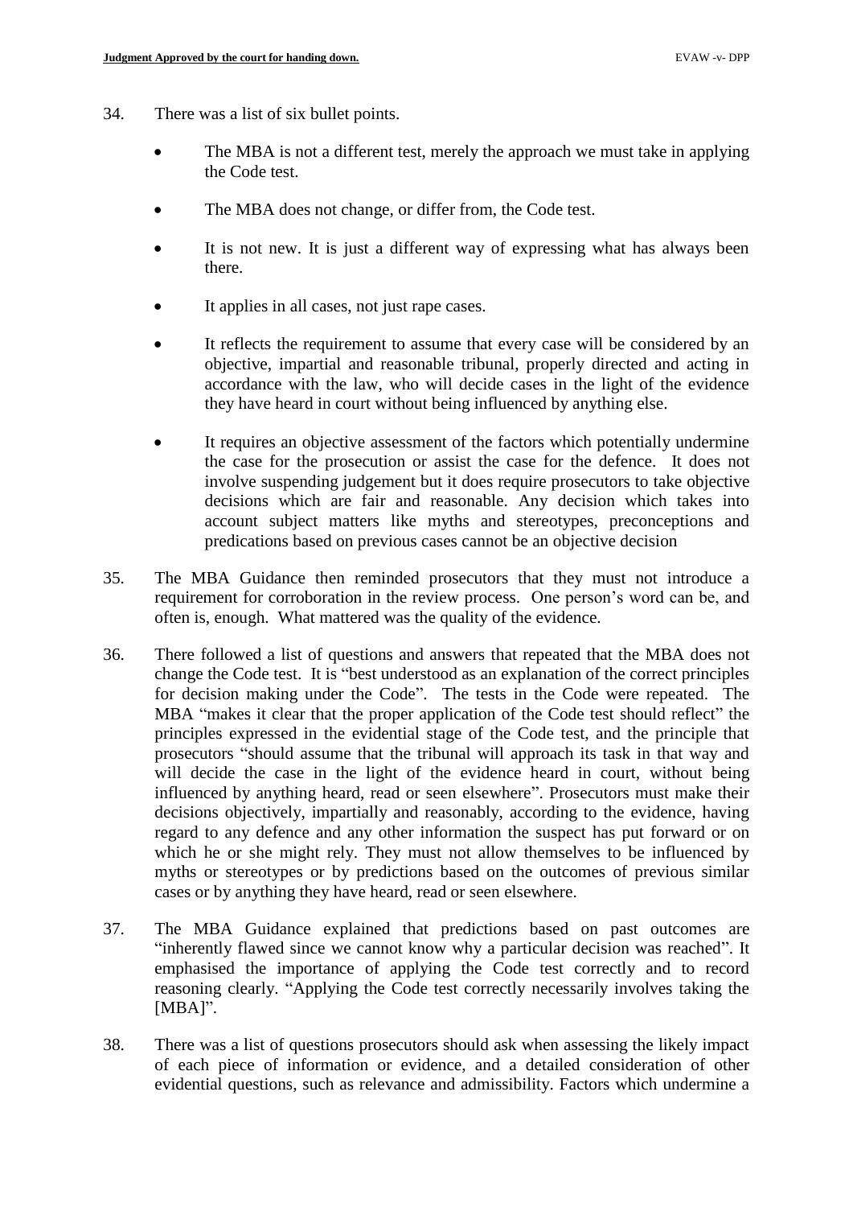34. There was a list of six bullet points.

    - The MBA is not a different test, merely the approach we must take in applying the Code test.

    - The MBA does not change, or differ from, the Code test.

    - It is not new. It is just a different way of expressing what has always been there.

    - It applies in all cases, not just rape cases.

    - It reflects the requirement to assume that every case will be considered by an objective, impartial and reasonable tribunal, properly directed and acting in accordance with the law, who will decide cases in the light of the evidence they have heard in court without being influenced by anything else.

    - It requires an objective assessment of the factors which potentially undermine the case for the prosecution or assist the case for the defence. It does not involve suspending judgement but it does require prosecutors to take objective decisions which are fair and reasonable. Any decision which takes into account subject matters like myths and stereotypes, preconceptions and predications based on previous cases cannot be an objective decision

35. The MBA Guidance then reminded prosecutors that they must not introduce a requirement for corroboration in the review process. One person's word can be, and often is, enough. What mattered was the quality of the evidence.

36. There followed a list of questions and answers that repeated that the MBA does not change the Code test. It is "best understood as an explanation of the correct principles for decision making under the Code". The tests in the Code were repeated. The MBA "makes it clear that the proper application of the Code test should reflect" the principles expressed in the evidential stage of the Code test, and the principle that prosecutors "should assume that the tribunal will approach its task in that way and will decide the case in the light of the evidence heard in court, without being influenced by anything heard, read or seen elsewhere". Prosecutors must make their decisions objectively, impartially and reasonably, according to the evidence, having regard to any defence and any other information the suspect has put forward or on which he or she might rely. They must not allow themselves to be influenced by myths or stereotypes or by predictions based on the outcomes of previous similar cases or by anything they have heard, read or seen elsewhere.

37. The MBA Guidance explained that predictions based on past outcomes are "inherently flawed since we cannot know why a particular decision was reached". It emphasised the importance of applying the Code test correctly and to record reasoning clearly. "Applying the Code test correctly necessarily involves taking the [MBA]".

38. There was a list of questions prosecutors should ask when assessing the likely impact of each piece of information or evidence, and a detailed consideration of other evidential questions, such as relevance and admissibility. Factors which undermine a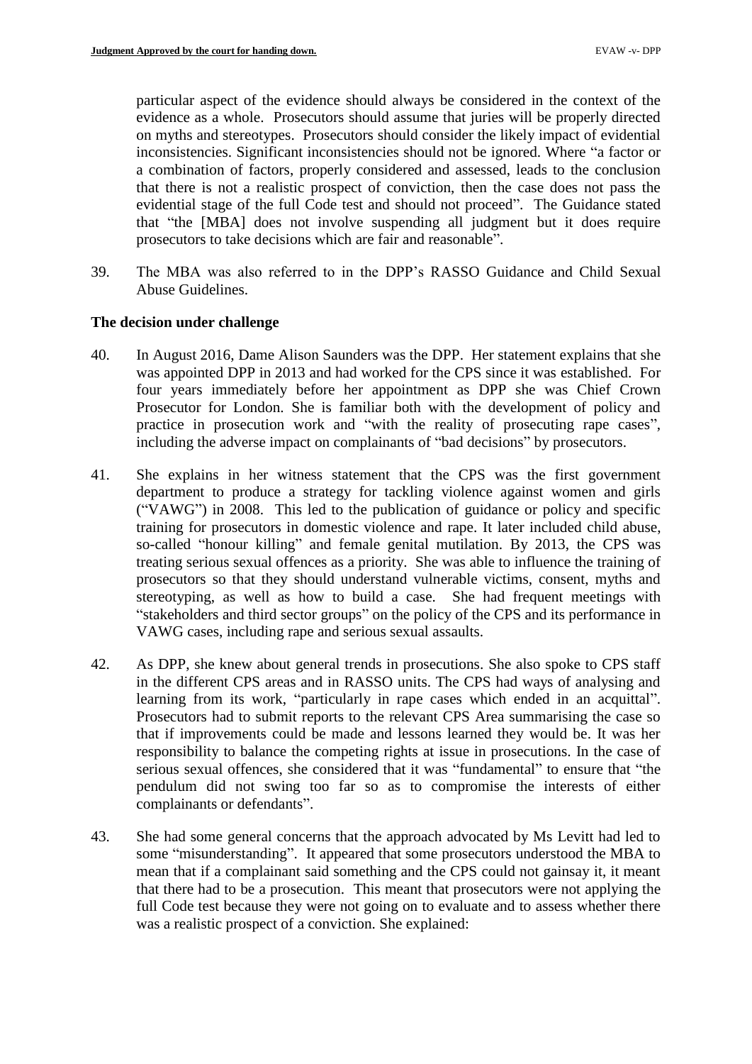particular aspect of the evidence should always be considered in the context of the evidence as a whole. Prosecutors should assume that juries will be properly directed on myths and stereotypes. Prosecutors should consider the likely impact of evidential inconsistencies. Significant inconsistencies should not be ignored. Where "a factor or a combination of factors, properly considered and assessed, leads to the conclusion that there is not a realistic prospect of conviction, then the case does not pass the evidential stage of the full Code test and should not proceed". The Guidance stated that "the [MBA] does not involve suspending all judgment but it does require prosecutors to take decisions which are fair and reasonable".

39. The MBA was also referred to in the DPP's RASSO Guidance and Child Sexual Abuse Guidelines.

**The decision under challenge**

40. In August 2016, Dame Alison Saunders was the DPP. Her statement explains that she was appointed DPP in 2013 and had worked for the CPS since it was established. For four years immediately before her appointment as DPP she was Chief Crown Prosecutor for London. She is familiar both with the development of policy and practice in prosecution work and "with the reality of prosecuting rape cases", including the adverse impact on complainants of "bad decisions" by prosecutors.

41. She explains in her witness statement that the CPS was the first government department to produce a strategy for tackling violence against women and girls ("VAWG") in 2008. This led to the publication of guidance or policy and specific training for prosecutors in domestic violence and rape. It later included child abuse, so-called "honour killing" and female genital mutilation. By 2013, the CPS was treating serious sexual offences as a priority. She was able to influence the training of prosecutors so that they should understand vulnerable victims, consent, myths and stereotyping, as well as how to build a case. She had frequent meetings with "stakeholders and third sector groups" on the policy of the CPS and its performance in VAWG cases, including rape and serious sexual assaults.

42. As DPP, she knew about general trends in prosecutions. She also spoke to CPS staff in the different CPS areas and in RASSO units. The CPS had ways of analysing and learning from its work, "particularly in rape cases which ended in an acquittal". Prosecutors had to submit reports to the relevant CPS Area summarising the case so that if improvements could be made and lessons learned they would be. It was her responsibility to balance the competing rights at issue in prosecutions. In the case of serious sexual offences, she considered that it was "fundamental" to ensure that "the pendulum did not swing too far so as to compromise the interests of either complainants or defendants".

43. She had some general concerns that the approach advocated by Ms Levitt had led to some "misunderstanding". It appeared that some prosecutors understood the MBA to mean that if a complainant said something and the CPS could not gainsay it, it meant that there had to be a prosecution. This meant that prosecutors were not applying the full Code test because they were not going on to evaluate and to assess whether there was a realistic prospect of a conviction. She explained: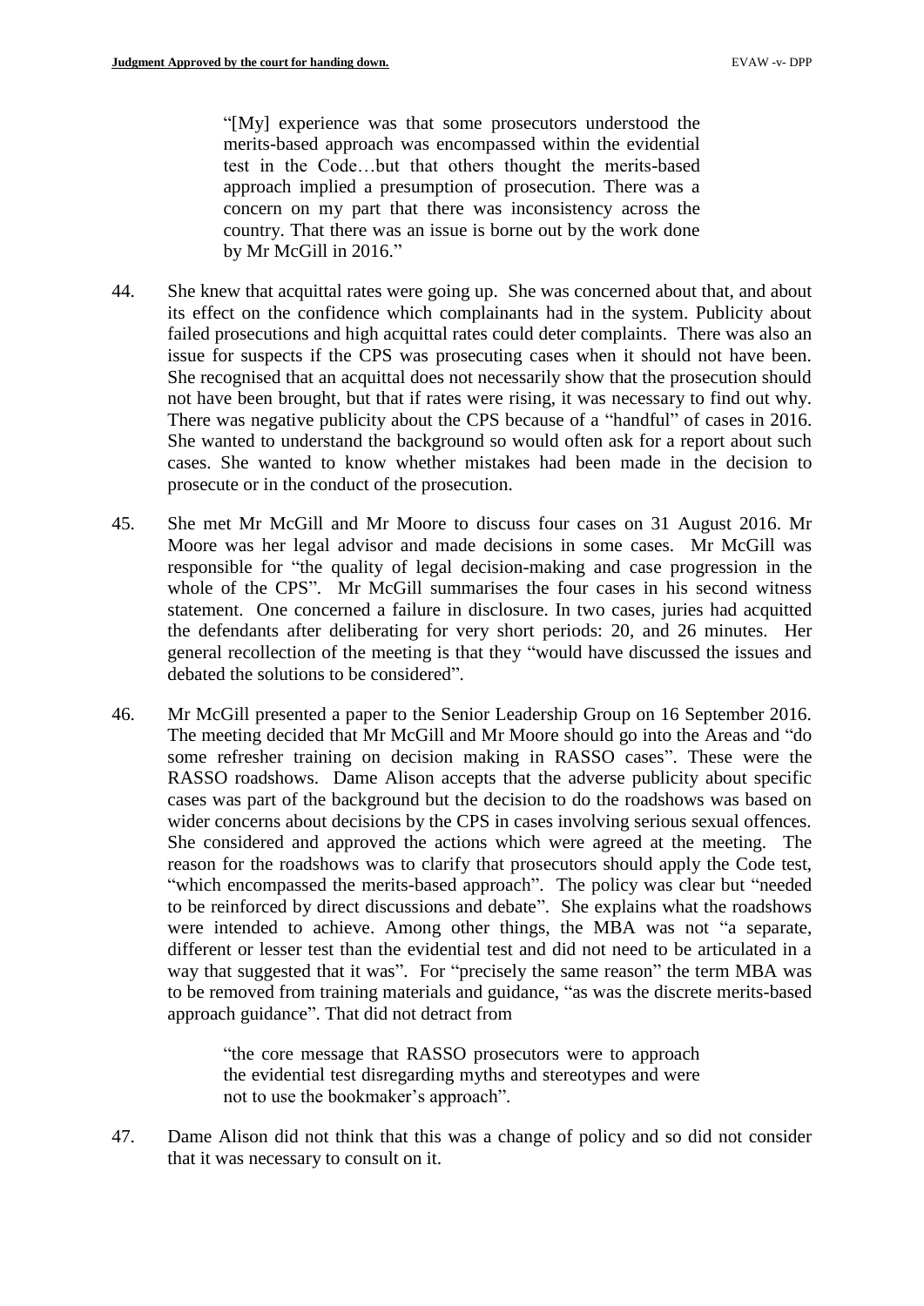> "[My] experience was that some prosecutors understood the merits-based approach was encompassed within the evidential test in the Code…but that others thought the merits-based approach implied a presumption of prosecution. There was a concern on my part that there was inconsistency across the country. That there was an issue is borne out by the work done by Mr McGill in 2016."

44. She knew that acquittal rates were going up. She was concerned about that, and about its effect on the confidence which complainants had in the system. Publicity about failed prosecutions and high acquittal rates could deter complaints. There was also an issue for suspects if the CPS was prosecuting cases when it should not have been. She recognised that an acquittal does not necessarily show that the prosecution should not have been brought, but that if rates were rising, it was necessary to find out why. There was negative publicity about the CPS because of a "handful" of cases in 2016. She wanted to understand the background so would often ask for a report about such cases. She wanted to know whether mistakes had been made in the decision to prosecute or in the conduct of the prosecution.

45. She met Mr McGill and Mr Moore to discuss four cases on 31 August 2016. Mr Moore was her legal advisor and made decisions in some cases. Mr McGill was responsible for "the quality of legal decision-making and case progression in the whole of the CPS". Mr McGill summarises the four cases in his second witness statement. One concerned a failure in disclosure. In two cases, juries had acquitted the defendants after deliberating for very short periods: 20, and 26 minutes. Her general recollection of the meeting is that they "would have discussed the issues and debated the solutions to be considered".

46. Mr McGill presented a paper to the Senior Leadership Group on 16 September 2016. The meeting decided that Mr McGill and Mr Moore should go into the Areas and "do some refresher training on decision making in RASSO cases". These were the RASSO roadshows. Dame Alison accepts that the adverse publicity about specific cases was part of the background but the decision to do the roadshows was based on wider concerns about decisions by the CPS in cases involving serious sexual offences. She considered and approved the actions which were agreed at the meeting. The reason for the roadshows was to clarify that prosecutors should apply the Code test, "which encompassed the merits-based approach". The policy was clear but "needed to be reinforced by direct discussions and debate". She explains what the roadshows were intended to achieve. Among other things, the MBA was not "a separate, different or lesser test than the evidential test and did not need to be articulated in a way that suggested that it was". For "precisely the same reason" the term MBA was to be removed from training materials and guidance, "as was the discrete merits-based approach guidance". That did not detract from

    > "the core message that RASSO prosecutors were to approach the evidential test disregarding myths and stereotypes and were not to use the bookmaker's approach".

47. Dame Alison did not think that this was a change of policy and so did not consider that it was necessary to consult on it.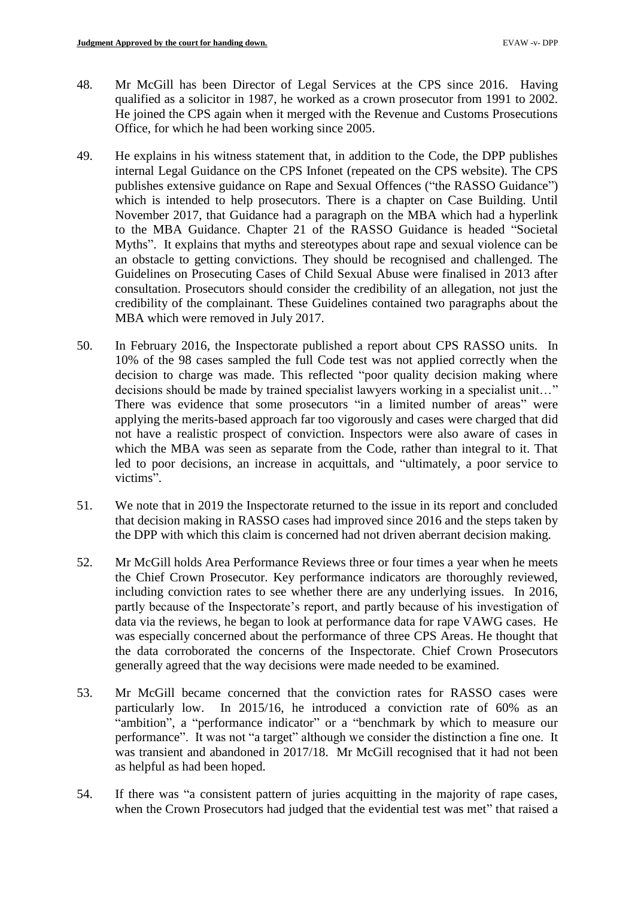48. Mr McGill has been Director of Legal Services at the CPS since 2016. Having qualified as a solicitor in 1987, he worked as a crown prosecutor from 1991 to 2002. He joined the CPS again when it merged with the Revenue and Customs Prosecutions Office, for which he had been working since 2005.

49. He explains in his witness statement that, in addition to the Code, the DPP publishes internal Legal Guidance on the CPS Infonet (repeated on the CPS website). The CPS publishes extensive guidance on Rape and Sexual Offences ("the RASSO Guidance") which is intended to help prosecutors. There is a chapter on Case Building. Until November 2017, that Guidance had a paragraph on the MBA which had a hyperlink to the MBA Guidance. Chapter 21 of the RASSO Guidance is headed "Societal Myths". It explains that myths and stereotypes about rape and sexual violence can be an obstacle to getting convictions. They should be recognised and challenged. The Guidelines on Prosecuting Cases of Child Sexual Abuse were finalised in 2013 after consultation. Prosecutors should consider the credibility of an allegation, not just the credibility of the complainant. These Guidelines contained two paragraphs about the MBA which were removed in July 2017.

50. In February 2016, the Inspectorate published a report about CPS RASSO units. In 10% of the 98 cases sampled the full Code test was not applied correctly when the decision to charge was made. This reflected "poor quality decision making where decisions should be made by trained specialist lawyers working in a specialist unit…" There was evidence that some prosecutors "in a limited number of areas" were applying the merits-based approach far too vigorously and cases were charged that did not have a realistic prospect of conviction. Inspectors were also aware of cases in which the MBA was seen as separate from the Code, rather than integral to it. That led to poor decisions, an increase in acquittals, and "ultimately, a poor service to victims".

51. We note that in 2019 the Inspectorate returned to the issue in its report and concluded that decision making in RASSO cases had improved since 2016 and the steps taken by the DPP with which this claim is concerned had not driven aberrant decision making.

52. Mr McGill holds Area Performance Reviews three or four times a year when he meets the Chief Crown Prosecutor. Key performance indicators are thoroughly reviewed, including conviction rates to see whether there are any underlying issues. In 2016, partly because of the Inspectorate's report, and partly because of his investigation of data via the reviews, he began to look at performance data for rape VAWG cases. He was especially concerned about the performance of three CPS Areas. He thought that the data corroborated the concerns of the Inspectorate. Chief Crown Prosecutors generally agreed that the way decisions were made needed to be examined.

53. Mr McGill became concerned that the conviction rates for RASSO cases were particularly low. In 2015/16, he introduced a conviction rate of 60% as an "ambition", a "performance indicator" or a "benchmark by which to measure our performance". It was not "a target" although we consider the distinction a fine one. It was transient and abandoned in 2017/18. Mr McGill recognised that it had not been as helpful as had been hoped.

54. If there was "a consistent pattern of juries acquitting in the majority of rape cases, when the Crown Prosecutors had judged that the evidential test was met" that raised a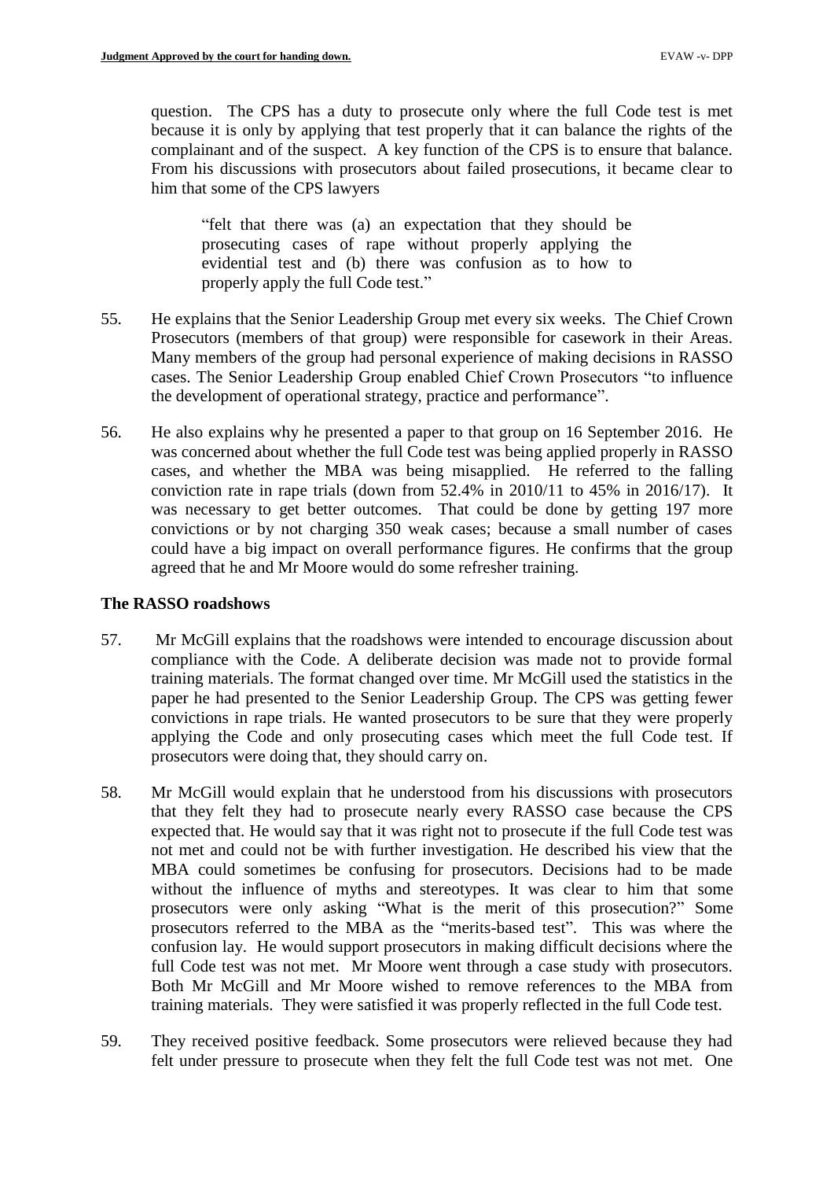question. The CPS has a duty to prosecute only where the full Code test is met because it is only by applying that test properly that it can balance the rights of the complainant and of the suspect. A key function of the CPS is to ensure that balance. From his discussions with prosecutors about failed prosecutions, it became clear to him that some of the CPS lawyers

> "felt that there was (a) an expectation that they should be prosecuting cases of rape without properly applying the evidential test and (b) there was confusion as to how to properly apply the full Code test."

55. He explains that the Senior Leadership Group met every six weeks. The Chief Crown Prosecutors (members of that group) were responsible for casework in their Areas. Many members of the group had personal experience of making decisions in RASSO cases. The Senior Leadership Group enabled Chief Crown Prosecutors "to influence the development of operational strategy, practice and performance".

56. He also explains why he presented a paper to that group on 16 September 2016. He was concerned about whether the full Code test was being applied properly in RASSO cases, and whether the MBA was being misapplied. He referred to the falling conviction rate in rape trials (down from 52.4% in 2010/11 to 45% in 2016/17). It was necessary to get better outcomes. That could be done by getting 197 more convictions or by not charging 350 weak cases; because a small number of cases could have a big impact on overall performance figures. He confirms that the group agreed that he and Mr Moore would do some refresher training.

## The RASSO roadshows

57. Mr McGill explains that the roadshows were intended to encourage discussion about compliance with the Code. A deliberate decision was made not to provide formal training materials. The format changed over time. Mr McGill used the statistics in the paper he had presented to the Senior Leadership Group. The CPS was getting fewer convictions in rape trials. He wanted prosecutors to be sure that they were properly applying the Code and only prosecuting cases which meet the full Code test. If prosecutors were doing that, they should carry on.

58. Mr McGill would explain that he understood from his discussions with prosecutors that they felt they had to prosecute nearly every RASSO case because the CPS expected that. He would say that it was right not to prosecute if the full Code test was not met and could not be with further investigation. He described his view that the MBA could sometimes be confusing for prosecutors. Decisions had to be made without the influence of myths and stereotypes. It was clear to him that some prosecutors were only asking "What is the merit of this prosecution?" Some prosecutors referred to the MBA as the "merits-based test". This was where the confusion lay. He would support prosecutors in making difficult decisions where the full Code test was not met. Mr Moore went through a case study with prosecutors. Both Mr McGill and Mr Moore wished to remove references to the MBA from training materials. They were satisfied it was properly reflected in the full Code test.

59. They received positive feedback. Some prosecutors were relieved because they had felt under pressure to prosecute when they felt the full Code test was not met. One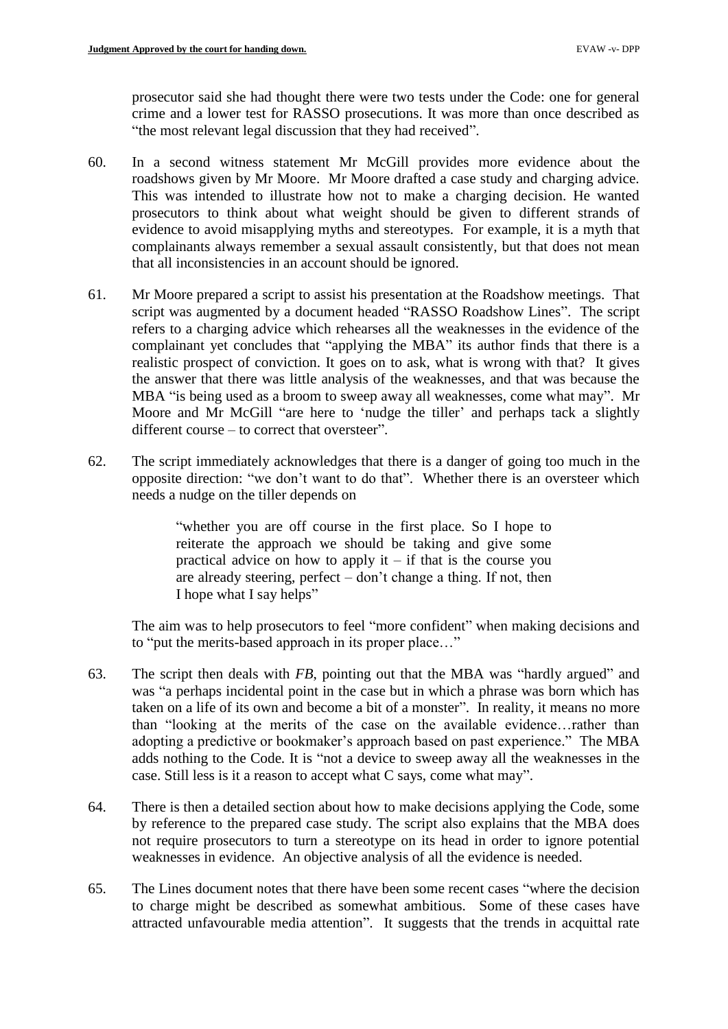prosecutor said she had thought there were two tests under the Code: one for general crime and a lower test for RASSO prosecutions. It was more than once described as "the most relevant legal discussion that they had received".

60. In a second witness statement Mr McGill provides more evidence about the roadshows given by Mr Moore. Mr Moore drafted a case study and charging advice. This was intended to illustrate how not to make a charging decision. He wanted prosecutors to think about what weight should be given to different strands of evidence to avoid misapplying myths and stereotypes. For example, it is a myth that complainants always remember a sexual assault consistently, but that does not mean that all inconsistencies in an account should be ignored.

61. Mr Moore prepared a script to assist his presentation at the Roadshow meetings. That script was augmented by a document headed "RASSO Roadshow Lines". The script refers to a charging advice which rehearses all the weaknesses in the evidence of the complainant yet concludes that "applying the MBA" its author finds that there is a realistic prospect of conviction. It goes on to ask, what is wrong with that? It gives the answer that there was little analysis of the weaknesses, and that was because the MBA "is being used as a broom to sweep away all weaknesses, come what may". Mr Moore and Mr McGill "are here to 'nudge the tiller' and perhaps tack a slightly different course – to correct that oversteer".

62. The script immediately acknowledges that there is a danger of going too much in the opposite direction: "we don't want to do that". Whether there is an oversteer which needs a nudge on the tiller depends on

   > "whether you are off course in the first place. So I hope to reiterate the approach we should be taking and give some practical advice on how to apply it – if that is the course you are already steering, perfect – don't change a thing. If not, then I hope what I say helps"

   The aim was to help prosecutors to feel "more confident" when making decisions and to "put the merits-based approach in its proper place…"

63. The script then deals with *FB*, pointing out that the MBA was "hardly argued" and was "a perhaps incidental point in the case but in which a phrase was born which has taken on a life of its own and become a bit of a monster". In reality, it means no more than "looking at the merits of the case on the available evidence…rather than adopting a predictive or bookmaker's approach based on past experience." The MBA adds nothing to the Code. It is "not a device to sweep away all the weaknesses in the case. Still less is it a reason to accept what C says, come what may".

64. There is then a detailed section about how to make decisions applying the Code, some by reference to the prepared case study. The script also explains that the MBA does not require prosecutors to turn a stereotype on its head in order to ignore potential weaknesses in evidence. An objective analysis of all the evidence is needed.

65. The Lines document notes that there have been some recent cases "where the decision to charge might be described as somewhat ambitious. Some of these cases have attracted unfavourable media attention". It suggests that the trends in acquittal rate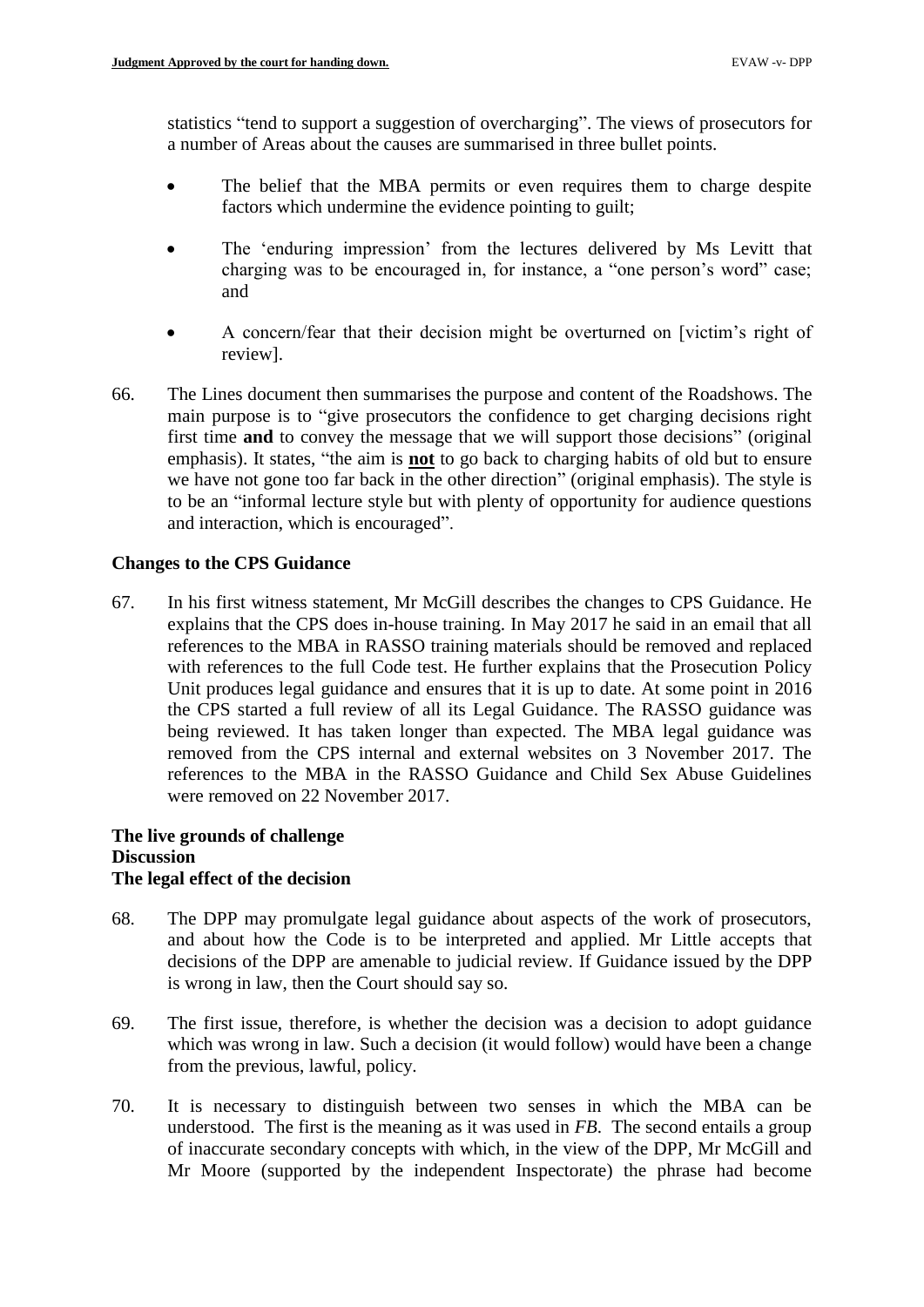statistics "tend to support a suggestion of overcharging". The views of prosecutors for a number of Areas about the causes are summarised in three bullet points.

- The belief that the MBA permits or even requires them to charge despite factors which undermine the evidence pointing to guilt;
- The 'enduring impression' from the lectures delivered by Ms Levitt that charging was to be encouraged in, for instance, a "one person's word" case; and
- A concern/fear that their decision might be overturned on [victim's right of review].

66. The Lines document then summarises the purpose and content of the Roadshows. The main purpose is to "give prosecutors the confidence to get charging decisions right first time **and** to convey the message that we will support those decisions" (original emphasis). It states, "the aim is **not** to go back to charging habits of old but to ensure we have not gone too far back in the other direction" (original emphasis). The style is to be an "informal lecture style but with plenty of opportunity for audience questions and interaction, which is encouraged".

**Changes to the CPS Guidance**

67. In his first witness statement, Mr McGill describes the changes to CPS Guidance. He explains that the CPS does in-house training. In May 2017 he said in an email that all references to the MBA in RASSO training materials should be removed and replaced with references to the full Code test. He further explains that the Prosecution Policy Unit produces legal guidance and ensures that it is up to date. At some point in 2016 the CPS started a full review of all its Legal Guidance. The RASSO guidance was being reviewed. It has taken longer than expected. The MBA legal guidance was removed from the CPS internal and external websites on 3 November 2017. The references to the MBA in the RASSO Guidance and Child Sex Abuse Guidelines were removed on 22 November 2017.

**The live grounds of challenge**
**Discussion**
**The legal effect of the decision**

68. The DPP may promulgate legal guidance about aspects of the work of prosecutors, and about how the Code is to be interpreted and applied. Mr Little accepts that decisions of the DPP are amenable to judicial review. If Guidance issued by the DPP is wrong in law, then the Court should say so.

69. The first issue, therefore, is whether the decision was a decision to adopt guidance which was wrong in law. Such a decision (it would follow) would have been a change from the previous, lawful, policy.

70. It is necessary to distinguish between two senses in which the MBA can be understood. The first is the meaning as it was used in *FB*. The second entails a group of inaccurate secondary concepts with which, in the view of the DPP, Mr McGill and Mr Moore (supported by the independent Inspectorate) the phrase had become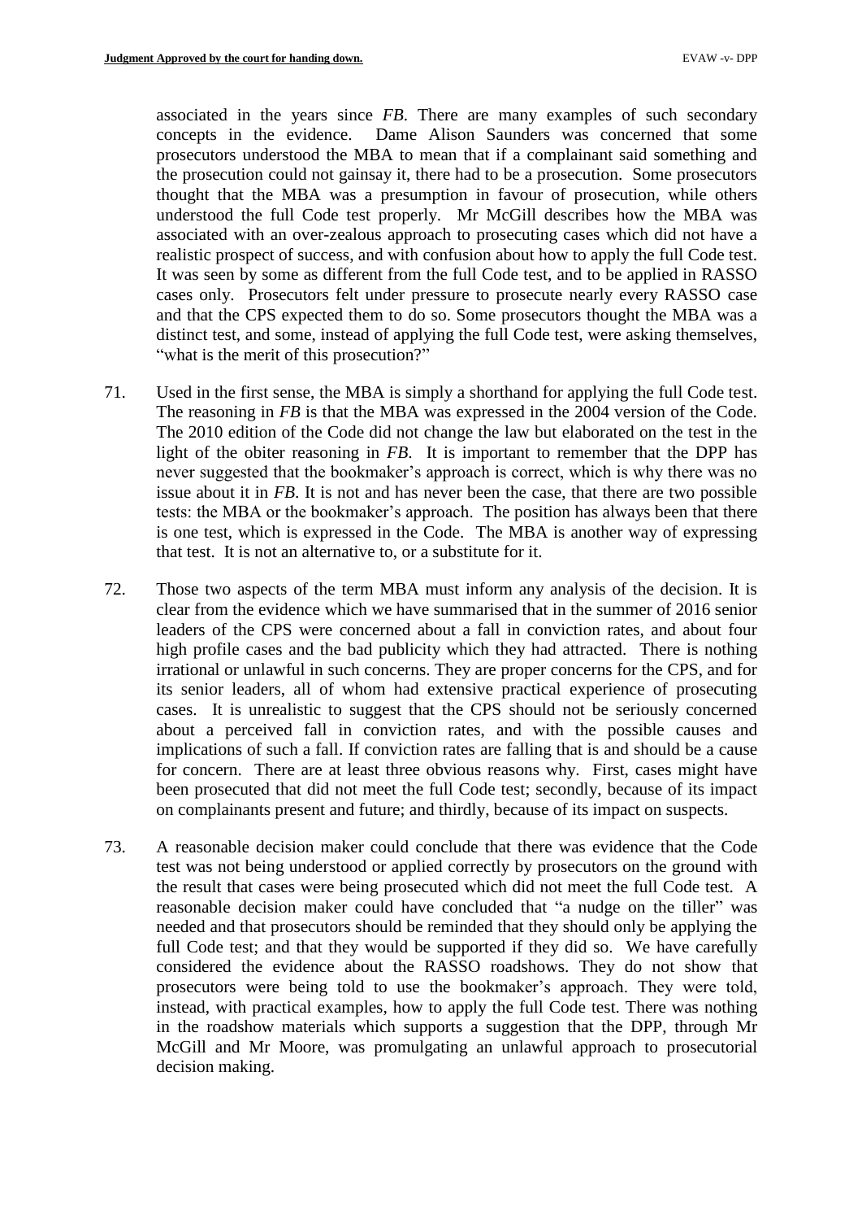associated in the years since *FB*. There are many examples of such secondary concepts in the evidence. Dame Alison Saunders was concerned that some prosecutors understood the MBA to mean that if a complainant said something and the prosecution could not gainsay it, there had to be a prosecution. Some prosecutors thought that the MBA was a presumption in favour of prosecution, while others understood the full Code test properly. Mr McGill describes how the MBA was associated with an over-zealous approach to prosecuting cases which did not have a realistic prospect of success, and with confusion about how to apply the full Code test. It was seen by some as different from the full Code test, and to be applied in RASSO cases only. Prosecutors felt under pressure to prosecute nearly every RASSO case and that the CPS expected them to do so. Some prosecutors thought the MBA was a distinct test, and some, instead of applying the full Code test, were asking themselves, "what is the merit of this prosecution?"

71. Used in the first sense, the MBA is simply a shorthand for applying the full Code test. The reasoning in *FB* is that the MBA was expressed in the 2004 version of the Code. The 2010 edition of the Code did not change the law but elaborated on the test in the light of the obiter reasoning in *FB*. It is important to remember that the DPP has never suggested that the bookmaker's approach is correct, which is why there was no issue about it in *FB*. It is not and has never been the case, that there are two possible tests: the MBA or the bookmaker's approach. The position has always been that there is one test, which is expressed in the Code. The MBA is another way of expressing that test. It is not an alternative to, or a substitute for it.

72. Those two aspects of the term MBA must inform any analysis of the decision. It is clear from the evidence which we have summarised that in the summer of 2016 senior leaders of the CPS were concerned about a fall in conviction rates, and about four high profile cases and the bad publicity which they had attracted. There is nothing irrational or unlawful in such concerns. They are proper concerns for the CPS, and for its senior leaders, all of whom had extensive practical experience of prosecuting cases. It is unrealistic to suggest that the CPS should not be seriously concerned about a perceived fall in conviction rates, and with the possible causes and implications of such a fall. If conviction rates are falling that is and should be a cause for concern. There are at least three obvious reasons why. First, cases might have been prosecuted that did not meet the full Code test; secondly, because of its impact on complainants present and future; and thirdly, because of its impact on suspects.

73. A reasonable decision maker could conclude that there was evidence that the Code test was not being understood or applied correctly by prosecutors on the ground with the result that cases were being prosecuted which did not meet the full Code test. A reasonable decision maker could have concluded that "a nudge on the tiller" was needed and that prosecutors should be reminded that they should only be applying the full Code test; and that they would be supported if they did so. We have carefully considered the evidence about the RASSO roadshows. They do not show that prosecutors were being told to use the bookmaker's approach. They were told, instead, with practical examples, how to apply the full Code test. There was nothing in the roadshow materials which supports a suggestion that the DPP, through Mr McGill and Mr Moore, was promulgating an unlawful approach to prosecutorial decision making.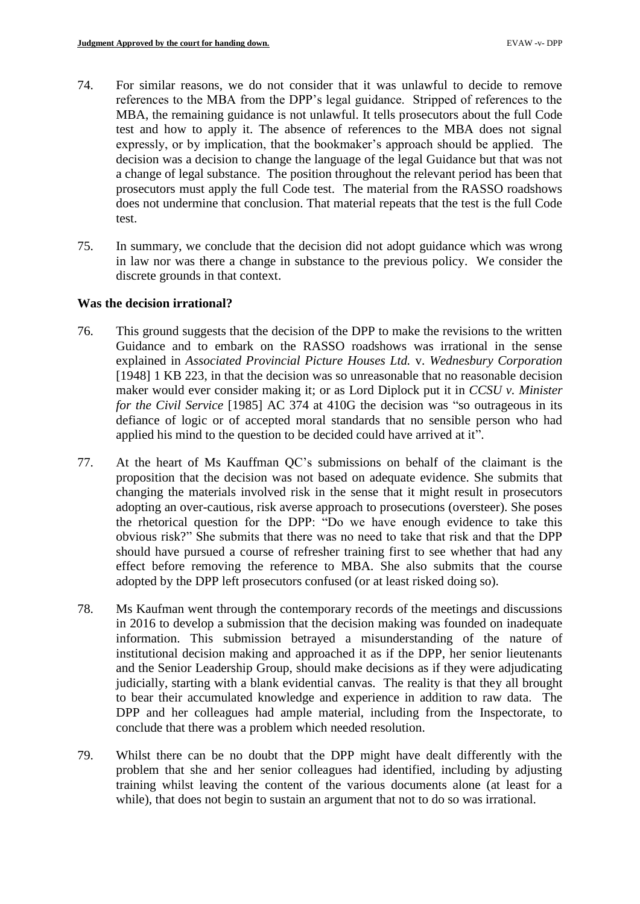74. For similar reasons, we do not consider that it was unlawful to decide to remove references to the MBA from the DPP's legal guidance. Stripped of references to the MBA, the remaining guidance is not unlawful. It tells prosecutors about the full Code test and how to apply it. The absence of references to the MBA does not signal expressly, or by implication, that the bookmaker's approach should be applied. The decision was a decision to change the language of the legal Guidance but that was not a change of legal substance. The position throughout the relevant period has been that prosecutors must apply the full Code test. The material from the RASSO roadshows does not undermine that conclusion. That material repeats that the test is the full Code test.

75. In summary, we conclude that the decision did not adopt guidance which was wrong in law nor was there a change in substance to the previous policy. We consider the discrete grounds in that context.

**Was the decision irrational?**

76. This ground suggests that the decision of the DPP to make the revisions to the written Guidance and to embark on the RASSO roadshows was irrational in the sense explained in *Associated Provincial Picture Houses Ltd.* v. *Wednesbury Corporation* [1948] 1 KB 223, in that the decision was so unreasonable that no reasonable decision maker would ever consider making it; or as Lord Diplock put it in *CCSU v. Minister for the Civil Service* [1985] AC 374 at 410G the decision was "so outrageous in its defiance of logic or of accepted moral standards that no sensible person who had applied his mind to the question to be decided could have arrived at it".

77. At the heart of Ms Kauffman QC's submissions on behalf of the claimant is the proposition that the decision was not based on adequate evidence. She submits that changing the materials involved risk in the sense that it might result in prosecutors adopting an over-cautious, risk averse approach to prosecutions (oversteer). She poses the rhetorical question for the DPP: "Do we have enough evidence to take this obvious risk?" She submits that there was no need to take that risk and that the DPP should have pursued a course of refresher training first to see whether that had any effect before removing the reference to MBA. She also submits that the course adopted by the DPP left prosecutors confused (or at least risked doing so).

78. Ms Kaufman went through the contemporary records of the meetings and discussions in 2016 to develop a submission that the decision making was founded on inadequate information. This submission betrayed a misunderstanding of the nature of institutional decision making and approached it as if the DPP, her senior lieutenants and the Senior Leadership Group, should make decisions as if they were adjudicating judicially, starting with a blank evidential canvas. The reality is that they all brought to bear their accumulated knowledge and experience in addition to raw data. The DPP and her colleagues had ample material, including from the Inspectorate, to conclude that there was a problem which needed resolution.

79. Whilst there can be no doubt that the DPP might have dealt differently with the problem that she and her senior colleagues had identified, including by adjusting training whilst leaving the content of the various documents alone (at least for a while), that does not begin to sustain an argument that not to do so was irrational.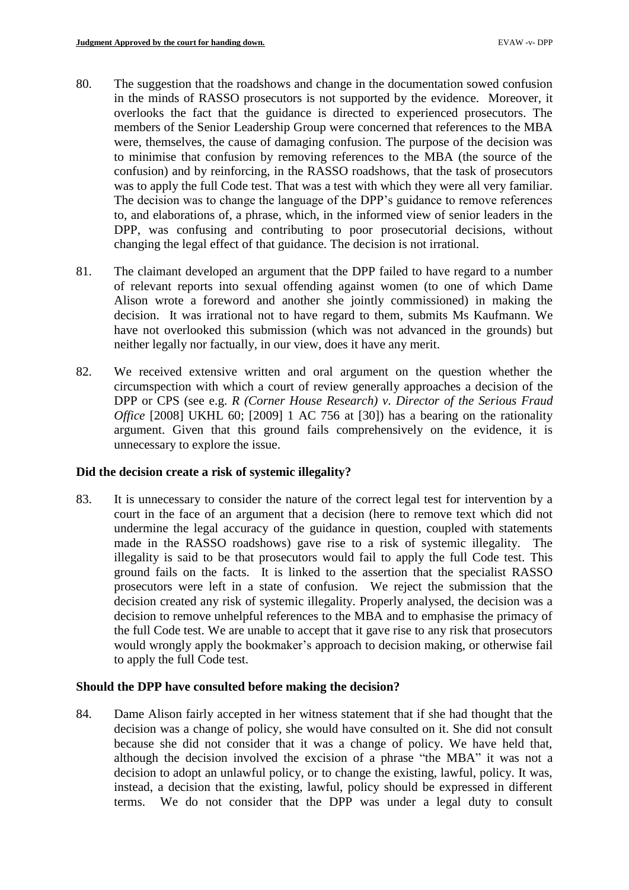80. The suggestion that the roadshows and change in the documentation sowed confusion in the minds of RASSO prosecutors is not supported by the evidence. Moreover, it overlooks the fact that the guidance is directed to experienced prosecutors. The members of the Senior Leadership Group were concerned that references to the MBA were, themselves, the cause of damaging confusion. The purpose of the decision was to minimise that confusion by removing references to the MBA (the source of the confusion) and by reinforcing, in the RASSO roadshows, that the task of prosecutors was to apply the full Code test. That was a test with which they were all very familiar. The decision was to change the language of the DPP's guidance to remove references to, and elaborations of, a phrase, which, in the informed view of senior leaders in the DPP, was confusing and contributing to poor prosecutorial decisions, without changing the legal effect of that guidance. The decision is not irrational.

81. The claimant developed an argument that the DPP failed to have regard to a number of relevant reports into sexual offending against women (to one of which Dame Alison wrote a foreword and another she jointly commissioned) in making the decision. It was irrational not to have regard to them, submits Ms Kaufmann. We have not overlooked this submission (which was not advanced in the grounds) but neither legally nor factually, in our view, does it have any merit.

82. We received extensive written and oral argument on the question whether the circumspection with which a court of review generally approaches a decision of the DPP or CPS (see e.g. *R (Corner House Research) v. Director of the Serious Fraud Office* [2008] UKHL 60; [2009] 1 AC 756 at [30]) has a bearing on the rationality argument. Given that this ground fails comprehensively on the evidence, it is unnecessary to explore the issue.

**Did the decision create a risk of systemic illegality?**

83. It is unnecessary to consider the nature of the correct legal test for intervention by a court in the face of an argument that a decision (here to remove text which did not undermine the legal accuracy of the guidance in question, coupled with statements made in the RASSO roadshows) gave rise to a risk of systemic illegality. The illegality is said to be that prosecutors would fail to apply the full Code test. This ground fails on the facts. It is linked to the assertion that the specialist RASSO prosecutors were left in a state of confusion. We reject the submission that the decision created any risk of systemic illegality. Properly analysed, the decision was a decision to remove unhelpful references to the MBA and to emphasise the primacy of the full Code test. We are unable to accept that it gave rise to any risk that prosecutors would wrongly apply the bookmaker's approach to decision making, or otherwise fail to apply the full Code test.

**Should the DPP have consulted before making the decision?**

84. Dame Alison fairly accepted in her witness statement that if she had thought that the decision was a change of policy, she would have consulted on it. She did not consult because she did not consider that it was a change of policy. We have held that, although the decision involved the excision of a phrase "the MBA" it was not a decision to adopt an unlawful policy, or to change the existing, lawful, policy. It was, instead, a decision that the existing, lawful, policy should be expressed in different terms. We do not consider that the DPP was under a legal duty to consult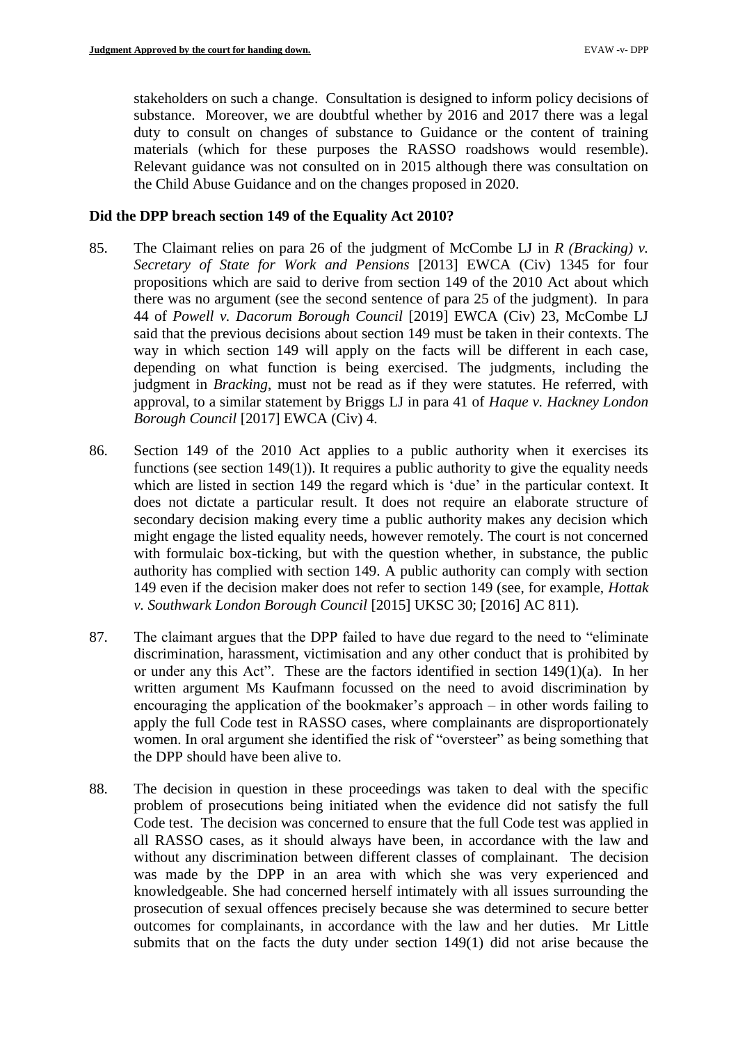stakeholders on such a change. Consultation is designed to inform policy decisions of substance. Moreover, we are doubtful whether by 2016 and 2017 there was a legal duty to consult on changes of substance to Guidance or the content of training materials (which for these purposes the RASSO roadshows would resemble). Relevant guidance was not consulted on in 2015 although there was consultation on the Child Abuse Guidance and on the changes proposed in 2020.

**Did the DPP breach section 149 of the Equality Act 2010?**

85. The Claimant relies on para 26 of the judgment of McCombe LJ in *R (Bracking) v. Secretary of State for Work and Pensions* [2013] EWCA (Civ) 1345 for four propositions which are said to derive from section 149 of the 2010 Act about which there was no argument (see the second sentence of para 25 of the judgment). In para 44 of *Powell v. Dacorum Borough Council* [2019] EWCA (Civ) 23, McCombe LJ said that the previous decisions about section 149 must be taken in their contexts. The way in which section 149 will apply on the facts will be different in each case, depending on what function is being exercised. The judgments, including the judgment in *Bracking*, must not be read as if they were statutes. He referred, with approval, to a similar statement by Briggs LJ in para 41 of *Haque v. Hackney London Borough Council* [2017] EWCA (Civ) 4.

86. Section 149 of the 2010 Act applies to a public authority when it exercises its functions (see section 149(1)). It requires a public authority to give the equality needs which are listed in section 149 the regard which is 'due' in the particular context. It does not dictate a particular result. It does not require an elaborate structure of secondary decision making every time a public authority makes any decision which might engage the listed equality needs, however remotely. The court is not concerned with formulaic box-ticking, but with the question whether, in substance, the public authority has complied with section 149. A public authority can comply with section 149 even if the decision maker does not refer to section 149 (see, for example, *Hottak v. Southwark London Borough Council* [2015] UKSC 30; [2016] AC 811).

87. The claimant argues that the DPP failed to have due regard to the need to "eliminate discrimination, harassment, victimisation and any other conduct that is prohibited by or under any this Act". These are the factors identified in section 149(1)(a). In her written argument Ms Kaufmann focussed on the need to avoid discrimination by encouraging the application of the bookmaker's approach – in other words failing to apply the full Code test in RASSO cases, where complainants are disproportionately women. In oral argument she identified the risk of "oversteer" as being something that the DPP should have been alive to.

88. The decision in question in these proceedings was taken to deal with the specific problem of prosecutions being initiated when the evidence did not satisfy the full Code test. The decision was concerned to ensure that the full Code test was applied in all RASSO cases, as it should always have been, in accordance with the law and without any discrimination between different classes of complainant. The decision was made by the DPP in an area with which she was very experienced and knowledgeable. She had concerned herself intimately with all issues surrounding the prosecution of sexual offences precisely because she was determined to secure better outcomes for complainants, in accordance with the law and her duties. Mr Little submits that on the facts the duty under section 149(1) did not arise because the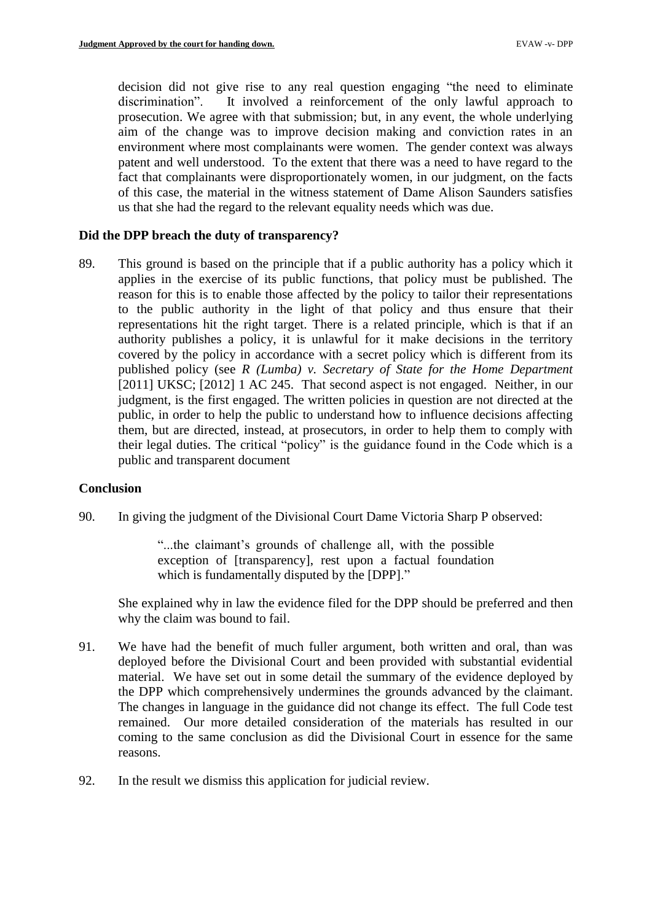decision did not give rise to any real question engaging "the need to eliminate discrimination". It involved a reinforcement of the only lawful approach to prosecution. We agree with that submission; but, in any event, the whole underlying aim of the change was to improve decision making and conviction rates in an environment where most complainants were women. The gender context was always patent and well understood. To the extent that there was a need to have regard to the fact that complainants were disproportionately women, in our judgment, on the facts of this case, the material in the witness statement of Dame Alison Saunders satisfies us that she had the regard to the relevant equality needs which was due.

### Did the DPP breach the duty of transparency?

89. This ground is based on the principle that if a public authority has a policy which it applies in the exercise of its public functions, that policy must be published. The reason for this is to enable those affected by the policy to tailor their representations to the public authority in the light of that policy and thus ensure that their representations hit the right target. There is a related principle, which is that if an authority publishes a policy, it is unlawful for it make decisions in the territory covered by the policy in accordance with a secret policy which is different from its published policy (see *R (Lumba) v. Secretary of State for the Home Department* [2011] UKSC; [2012] 1 AC 245. That second aspect is not engaged. Neither, in our judgment, is the first engaged. The written policies in question are not directed at the public, in order to help the public to understand how to influence decisions affecting them, but are directed, instead, at prosecutors, in order to help them to comply with their legal duties. The critical "policy" is the guidance found in the Code which is a public and transparent document

### Conclusion

90. In giving the judgment of the Divisional Court Dame Victoria Sharp P observed:

> "...the claimant's grounds of challenge all, with the possible exception of [transparency], rest upon a factual foundation which is fundamentally disputed by the [DPP]."

She explained why in law the evidence filed for the DPP should be preferred and then why the claim was bound to fail.

91. We have had the benefit of much fuller argument, both written and oral, than was deployed before the Divisional Court and been provided with substantial evidential material. We have set out in some detail the summary of the evidence deployed by the DPP which comprehensively undermines the grounds advanced by the claimant. The changes in language in the guidance did not change its effect. The full Code test remained. Our more detailed consideration of the materials has resulted in our coming to the same conclusion as did the Divisional Court in essence for the same reasons.

92. In the result we dismiss this application for judicial review.